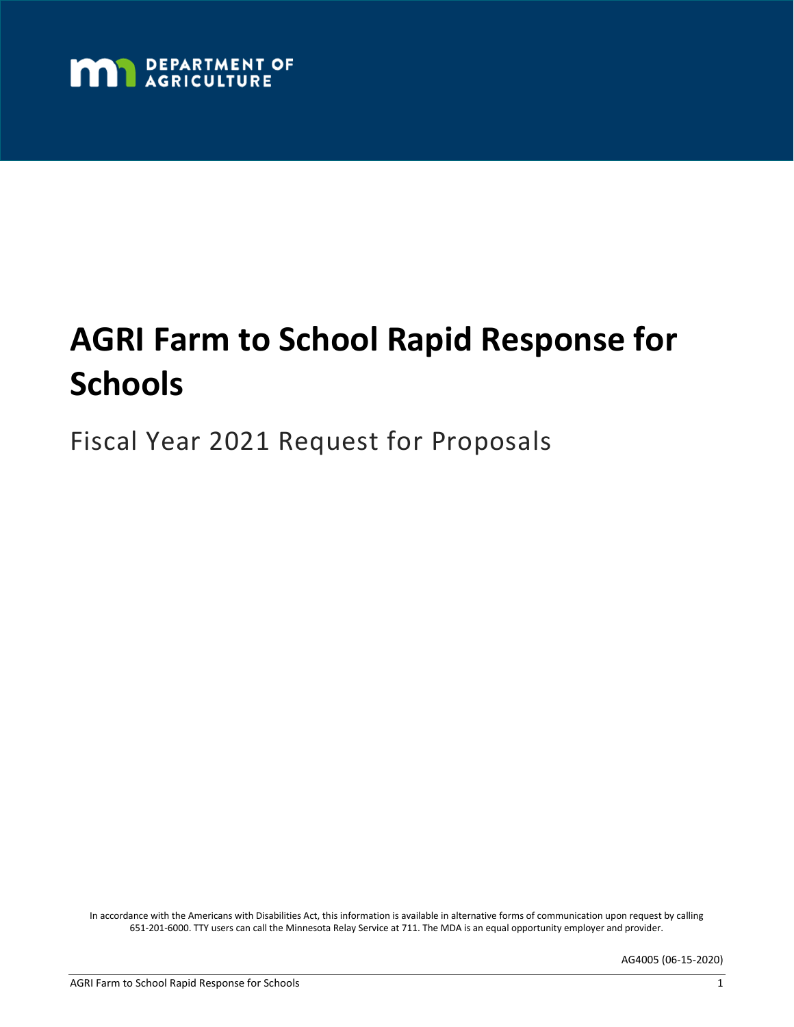DEPARTMENT OF AGRICULTURE

# AGRI Farm to School Rapid Response for Schools

Fiscal Year 2021 Request for Proposals

In accordance with the Americans with Disabilities Act, this information is available in alternative forms of communication upon request by calling 651-201-6000. TTY users can call the Minnesota Relay Service at 711. The MDA is an equal opportunity employer and provider.

AG4005 (06-15-2020)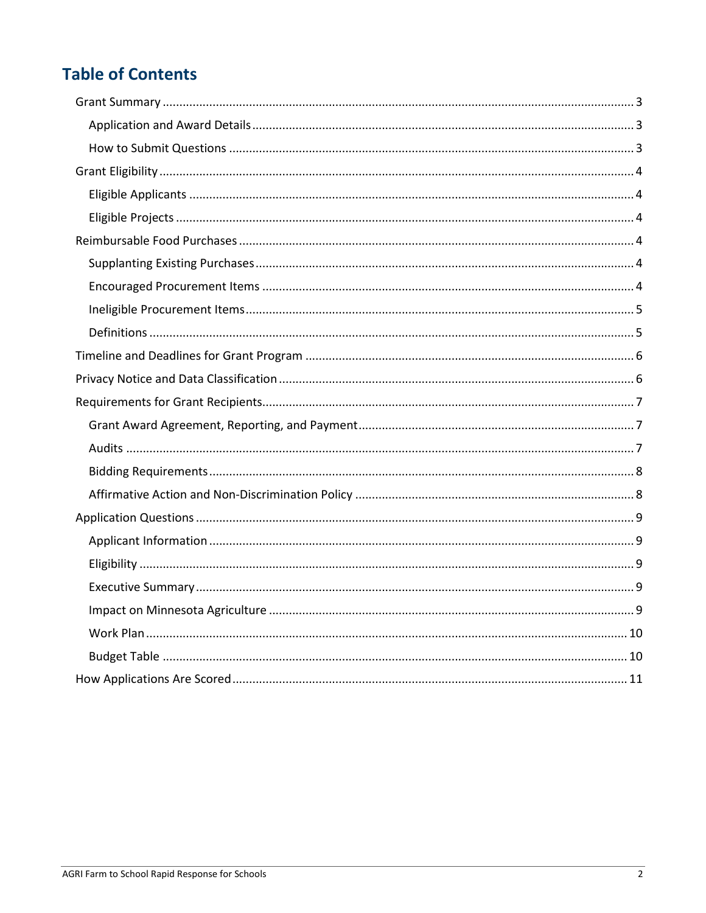# Table of Contents

- Grant Summary ... 3
  - Application and Award Details ... 3
  - How to Submit Questions ... 3
- Grant Eligibility ... 4
  - Eligible Applicants ... 4
  - Eligible Projects ... 4
- Reimbursable Food Purchases ... 4
  - Supplanting Existing Purchases ... 4
  - Encouraged Procurement Items ... 4
  - Ineligible Procurement Items ... 5
  - Definitions ... 5
- Timeline and Deadlines for Grant Program ... 6
- Privacy Notice and Data Classification ... 6
- Requirements for Grant Recipients ... 7
  - Grant Award Agreement, Reporting, and Payment ... 7
  - Audits ... 7
  - Bidding Requirements ... 8
  - Affirmative Action and Non-Discrimination Policy ... 8
- Application Questions ... 9
  - Applicant Information ... 9
  - Eligibility ... 9
  - Executive Summary ... 9
  - Impact on Minnesota Agriculture ... 9
  - Work Plan ... 10
  - Budget Table ... 10
- How Applications Are Scored ... 11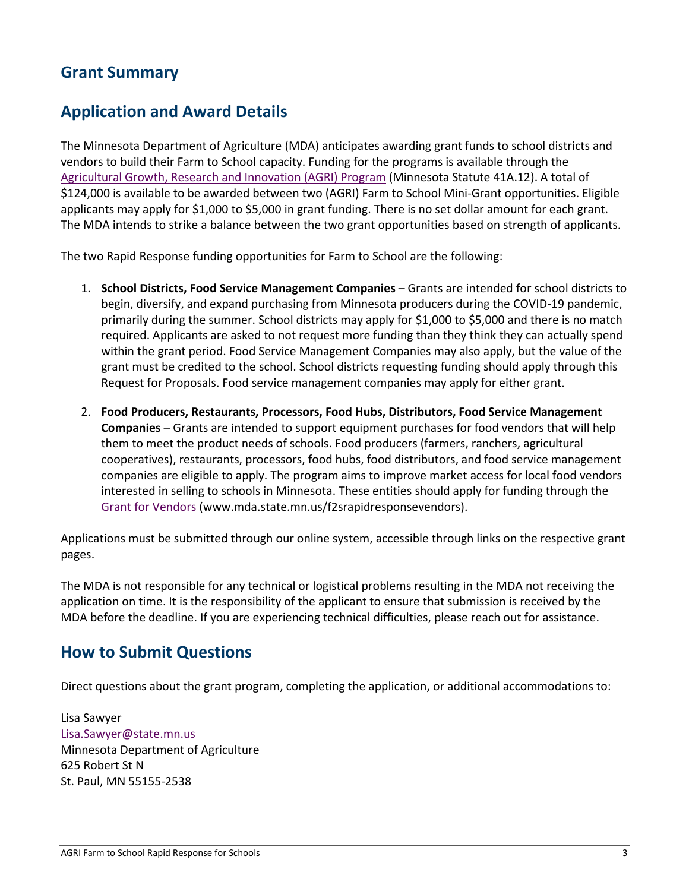# Grant Summary

## Application and Award Details

The Minnesota Department of Agriculture (MDA) anticipates awarding grant funds to school districts and vendors to build their Farm to School capacity. Funding for the programs is available through the [Agricultural Growth, Research and Innovation (AGRI) Program](Agricultural Growth, Research and Innovation (AGRI) Program) (Minnesota Statute 41A.12). A total of $124,000 is available to be awarded between two (AGRI) Farm to School Mini-Grant opportunities. Eligible applicants may apply for $1,000 to $5,000 in grant funding. There is no set dollar amount for each grant. The MDA intends to strike a balance between the two grant opportunities based on strength of applicants.

The two Rapid Response funding opportunities for Farm to School are the following:

1. **School Districts, Food Service Management Companies** – Grants are intended for school districts to begin, diversify, and expand purchasing from Minnesota producers during the COVID-19 pandemic, primarily during the summer. School districts may apply for $1,000 to $5,000 and there is no match required. Applicants are asked to not request more funding than they think they can actually spend within the grant period. Food Service Management Companies may also apply, but the value of the grant must be credited to the school. School districts requesting funding should apply through this Request for Proposals. Food service management companies may apply for either grant.
2. **Food Producers, Restaurants, Processors, Food Hubs, Distributors, Food Service Management Companies** – Grants are intended to support equipment purchases for food vendors that will help them to meet the product needs of schools. Food producers (farmers, ranchers, agricultural cooperatives), restaurants, processors, food hubs, food distributors, and food service management companies are eligible to apply. The program aims to improve market access for local food vendors interested in selling to schools in Minnesota. These entities should apply for funding through the Grant for Vendors (www.mda.state.mn.us/f2srapidresponsevendors).

Applications must be submitted through our online system, accessible through links on the respective grant pages.

The MDA is not responsible for any technical or logistical problems resulting in the MDA not receiving the application on time. It is the responsibility of the applicant to ensure that submission is received by the MDA before the deadline. If you are experiencing technical difficulties, please reach out for assistance.

## How to Submit Questions

Direct questions about the grant program, completing the application, or additional accommodations to:

Lisa Sawyer
Lisa.Sawyer@state.mn.us
Minnesota Department of Agriculture
625 Robert St N
St. Paul, MN 55155-2538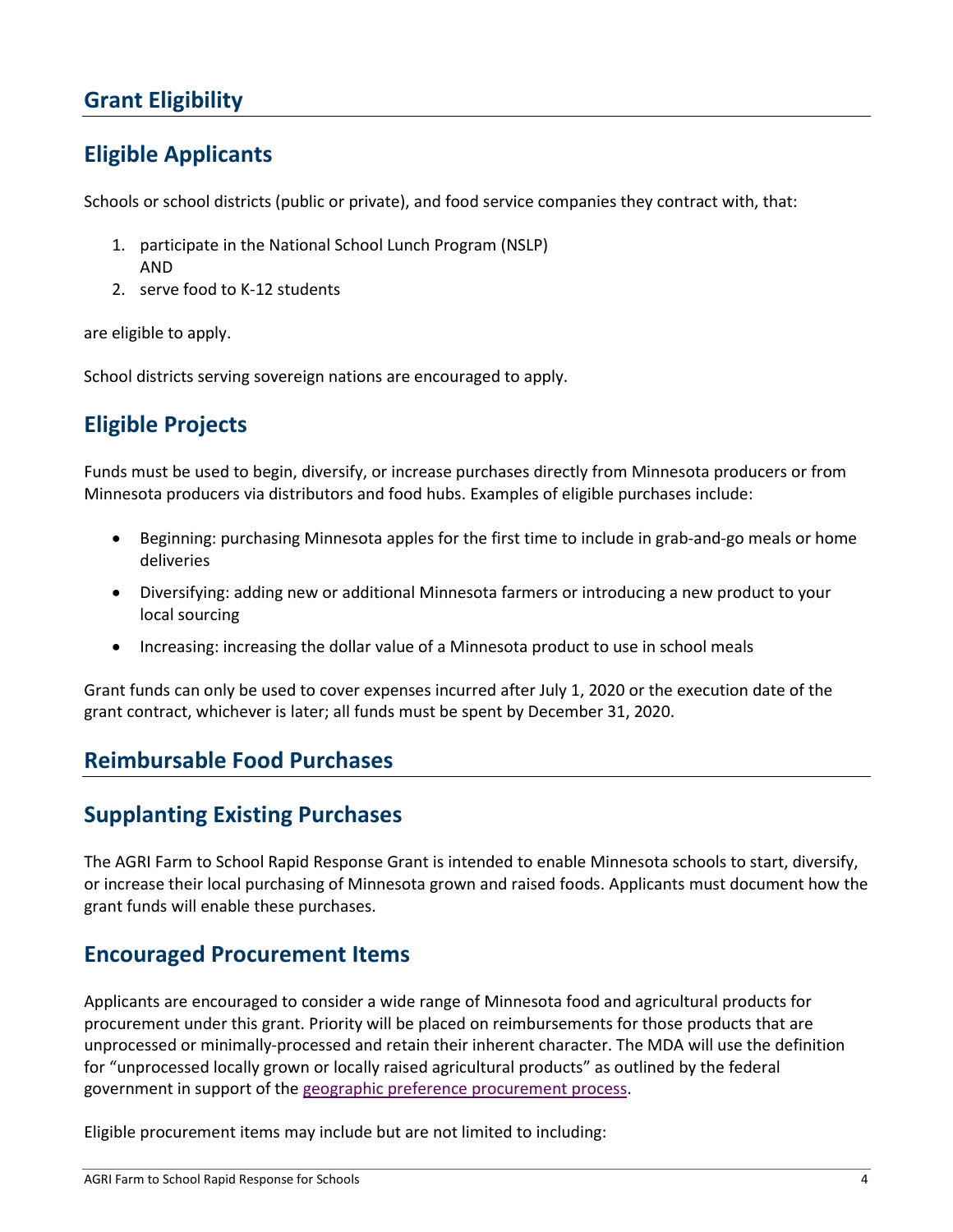## Grant Eligibility

### Eligible Applicants

Schools or school districts (public or private), and food service companies they contract with, that:

1. participate in the National School Lunch Program (NSLP)
   AND
2. serve food to K-12 students

are eligible to apply.

School districts serving sovereign nations are encouraged to apply.

### Eligible Projects

Funds must be used to begin, diversify, or increase purchases directly from Minnesota producers or from Minnesota producers via distributors and food hubs. Examples of eligible purchases include:

- Beginning: purchasing Minnesota apples for the first time to include in grab-and-go meals or home deliveries
- Diversifying: adding new or additional Minnesota farmers or introducing a new product to your local sourcing
- Increasing: increasing the dollar value of a Minnesota product to use in school meals

Grant funds can only be used to cover expenses incurred after July 1, 2020 or the execution date of the grant contract, whichever is later; all funds must be spent by December 31, 2020.

## Reimbursable Food Purchases

### Supplanting Existing Purchases

The AGRI Farm to School Rapid Response Grant is intended to enable Minnesota schools to start, diversify, or increase their local purchasing of Minnesota grown and raised foods. Applicants must document how the grant funds will enable these purchases.

### Encouraged Procurement Items

Applicants are encouraged to consider a wide range of Minnesota food and agricultural products for procurement under this grant. Priority will be placed on reimbursements for those products that are unprocessed or minimally-processed and retain their inherent character. The MDA will use the definition for "unprocessed locally grown or locally raised agricultural products" as outlined by the federal government in support of the geographic preference procurement process.

Eligible procurement items may include but are not limited to including: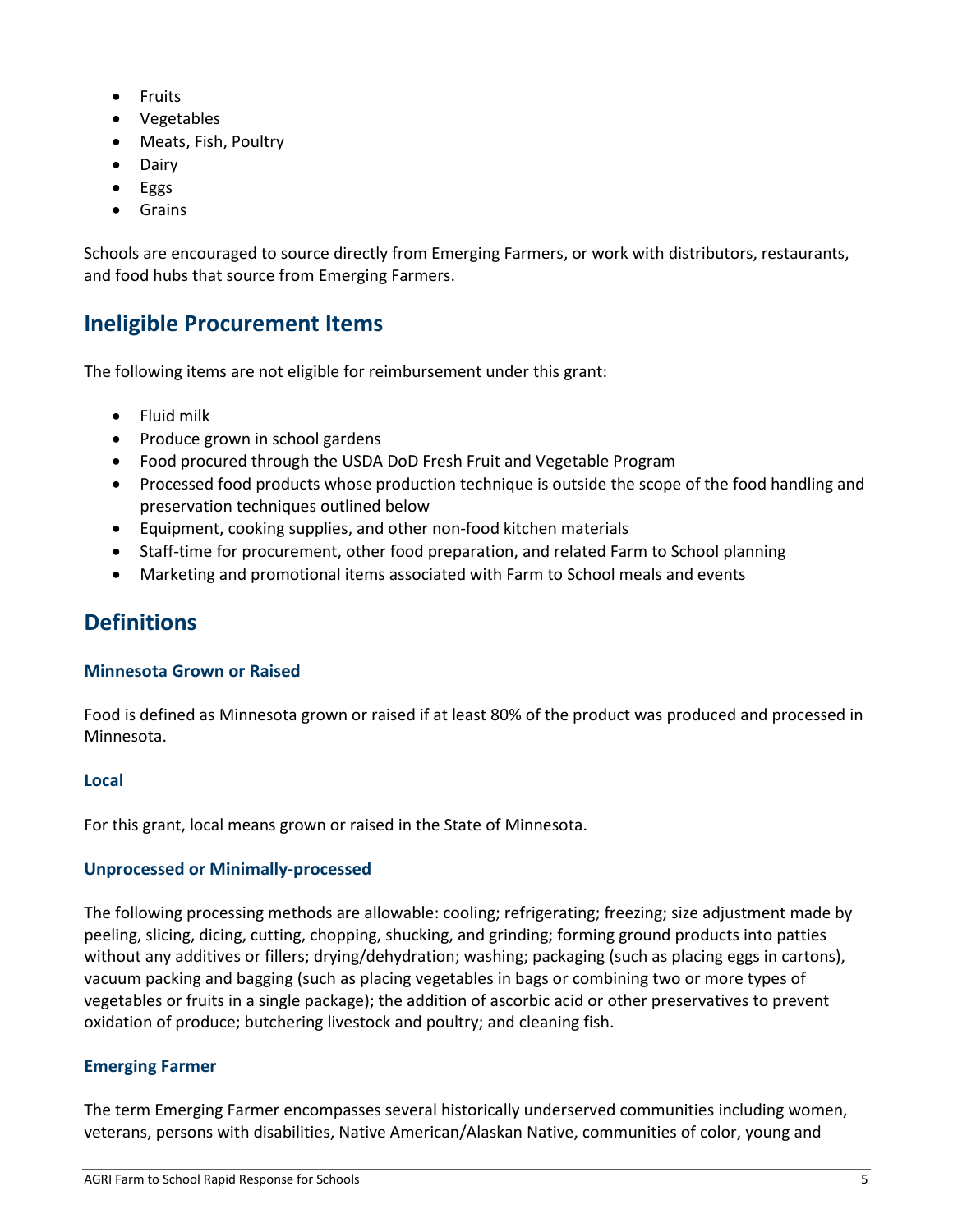- Fruits
- Vegetables
- Meats, Fish, Poultry
- Dairy
- Eggs
- Grains

Schools are encouraged to source directly from Emerging Farmers, or work with distributors, restaurants, and food hubs that source from Emerging Farmers.

## Ineligible Procurement Items

The following items are not eligible for reimbursement under this grant:

- Fluid milk
- Produce grown in school gardens
- Food procured through the USDA DoD Fresh Fruit and Vegetable Program
- Processed food products whose production technique is outside the scope of the food handling and preservation techniques outlined below
- Equipment, cooking supplies, and other non-food kitchen materials
- Staff-time for procurement, other food preparation, and related Farm to School planning
- Marketing and promotional items associated with Farm to School meals and events

## Definitions

### Minnesota Grown or Raised

Food is defined as Minnesota grown or raised if at least 80% of the product was produced and processed in Minnesota.

### Local

For this grant, local means grown or raised in the State of Minnesota.

### Unprocessed or Minimally-processed

The following processing methods are allowable: cooling; refrigerating; freezing; size adjustment made by peeling, slicing, dicing, cutting, chopping, shucking, and grinding; forming ground products into patties without any additives or fillers; drying/dehydration; washing; packaging (such as placing eggs in cartons), vacuum packing and bagging (such as placing vegetables in bags or combining two or more types of vegetables or fruits in a single package); the addition of ascorbic acid or other preservatives to prevent oxidation of produce; butchering livestock and poultry; and cleaning fish.

### Emerging Farmer

The term Emerging Farmer encompasses several historically underserved communities including women, veterans, persons with disabilities, Native American/Alaskan Native, communities of color, young and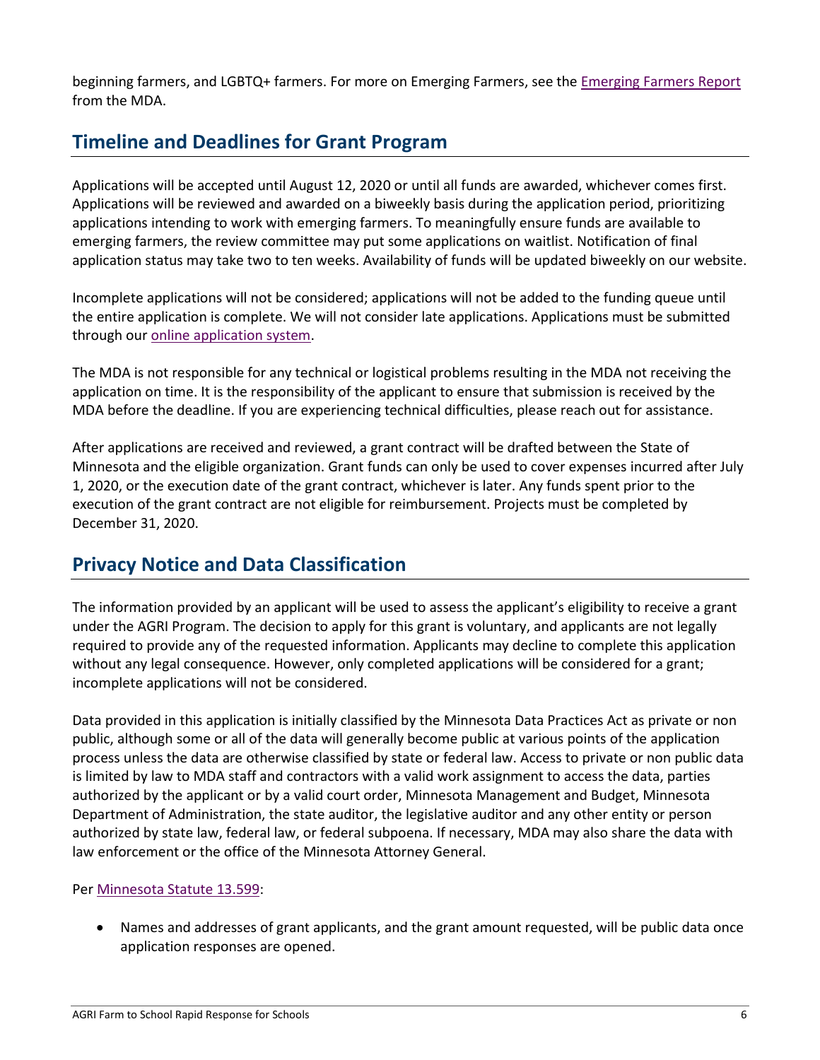beginning farmers, and LGBTQ+ farmers. For more on Emerging Farmers, see the [Emerging Farmers Report](#) from the MDA.

## Timeline and Deadlines for Grant Program

Applications will be accepted until August 12, 2020 or until all funds are awarded, whichever comes first. Applications will be reviewed and awarded on a biweekly basis during the application period, prioritizing applications intending to work with emerging farmers. To meaningfully ensure funds are available to emerging farmers, the review committee may put some applications on waitlist. Notification of final application status may take two to ten weeks. Availability of funds will be updated biweekly on our website.

Incomplete applications will not be considered; applications will not be added to the funding queue until the entire application is complete. We will not consider late applications. Applications must be submitted through our [online application system](#).

The MDA is not responsible for any technical or logistical problems resulting in the MDA not receiving the application on time. It is the responsibility of the applicant to ensure that submission is received by the MDA before the deadline. If you are experiencing technical difficulties, please reach out for assistance.

After applications are received and reviewed, a grant contract will be drafted between the State of Minnesota and the eligible organization. Grant funds can only be used to cover expenses incurred after July 1, 2020, or the execution date of the grant contract, whichever is later. Any funds spent prior to the execution of the grant contract are not eligible for reimbursement. Projects must be completed by December 31, 2020.

## Privacy Notice and Data Classification

The information provided by an applicant will be used to assess the applicant's eligibility to receive a grant under the AGRI Program. The decision to apply for this grant is voluntary, and applicants are not legally required to provide any of the requested information. Applicants may decline to complete this application without any legal consequence. However, only completed applications will be considered for a grant; incomplete applications will not be considered.

Data provided in this application is initially classified by the Minnesota Data Practices Act as private or non public, although some or all of the data will generally become public at various points of the application process unless the data are otherwise classified by state or federal law. Access to private or non public data is limited by law to MDA staff and contractors with a valid work assignment to access the data, parties authorized by the applicant or by a valid court order, Minnesota Management and Budget, Minnesota Department of Administration, the state auditor, the legislative auditor and any other entity or person authorized by state law, federal law, or federal subpoena. If necessary, MDA may also share the data with law enforcement or the office of the Minnesota Attorney General.

Per [Minnesota Statute 13.599](#):

- Names and addresses of grant applicants, and the grant amount requested, will be public data once application responses are opened.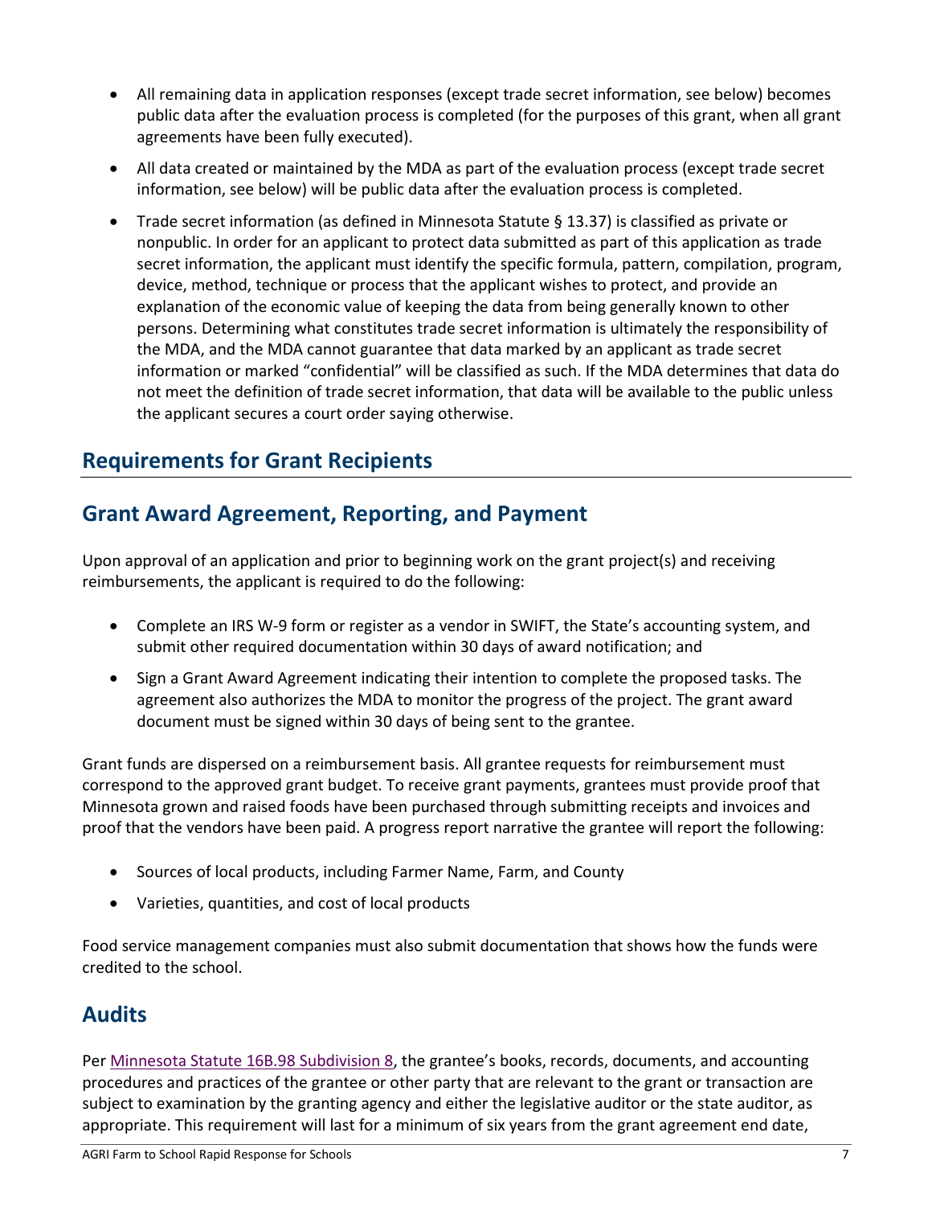- All remaining data in application responses (except trade secret information, see below) becomes public data after the evaluation process is completed (for the purposes of this grant, when all grant agreements have been fully executed).
- All data created or maintained by the MDA as part of the evaluation process (except trade secret information, see below) will be public data after the evaluation process is completed.
- Trade secret information (as defined in Minnesota Statute § 13.37) is classified as private or nonpublic. In order for an applicant to protect data submitted as part of this application as trade secret information, the applicant must identify the specific formula, pattern, compilation, program, device, method, technique or process that the applicant wishes to protect, and provide an explanation of the economic value of keeping the data from being generally known to other persons. Determining what constitutes trade secret information is ultimately the responsibility of the MDA, and the MDA cannot guarantee that data marked by an applicant as trade secret information or marked "confidential" will be classified as such. If the MDA determines that data do not meet the definition of trade secret information, that data will be available to the public unless the applicant secures a court order saying otherwise.

# Requirements for Grant Recipients

## Grant Award Agreement, Reporting, and Payment

Upon approval of an application and prior to beginning work on the grant project(s) and receiving reimbursements, the applicant is required to do the following:

- Complete an IRS W-9 form or register as a vendor in SWIFT, the State's accounting system, and submit other required documentation within 30 days of award notification; and
- Sign a Grant Award Agreement indicating their intention to complete the proposed tasks. The agreement also authorizes the MDA to monitor the progress of the project. The grant award document must be signed within 30 days of being sent to the grantee.

Grant funds are dispersed on a reimbursement basis. All grantee requests for reimbursement must correspond to the approved grant budget. To receive grant payments, grantees must provide proof that Minnesota grown and raised foods have been purchased through submitting receipts and invoices and proof that the vendors have been paid. A progress report narrative the grantee will report the following:

- Sources of local products, including Farmer Name, Farm, and County
- Varieties, quantities, and cost of local products

Food service management companies must also submit documentation that shows how the funds were credited to the school.

## Audits

Per Minnesota Statute 16B.98 Subdivision 8, the grantee's books, records, documents, and accounting procedures and practices of the grantee or other party that are relevant to the grant or transaction are subject to examination by the granting agency and either the legislative auditor or the state auditor, as appropriate. This requirement will last for a minimum of six years from the grant agreement end date,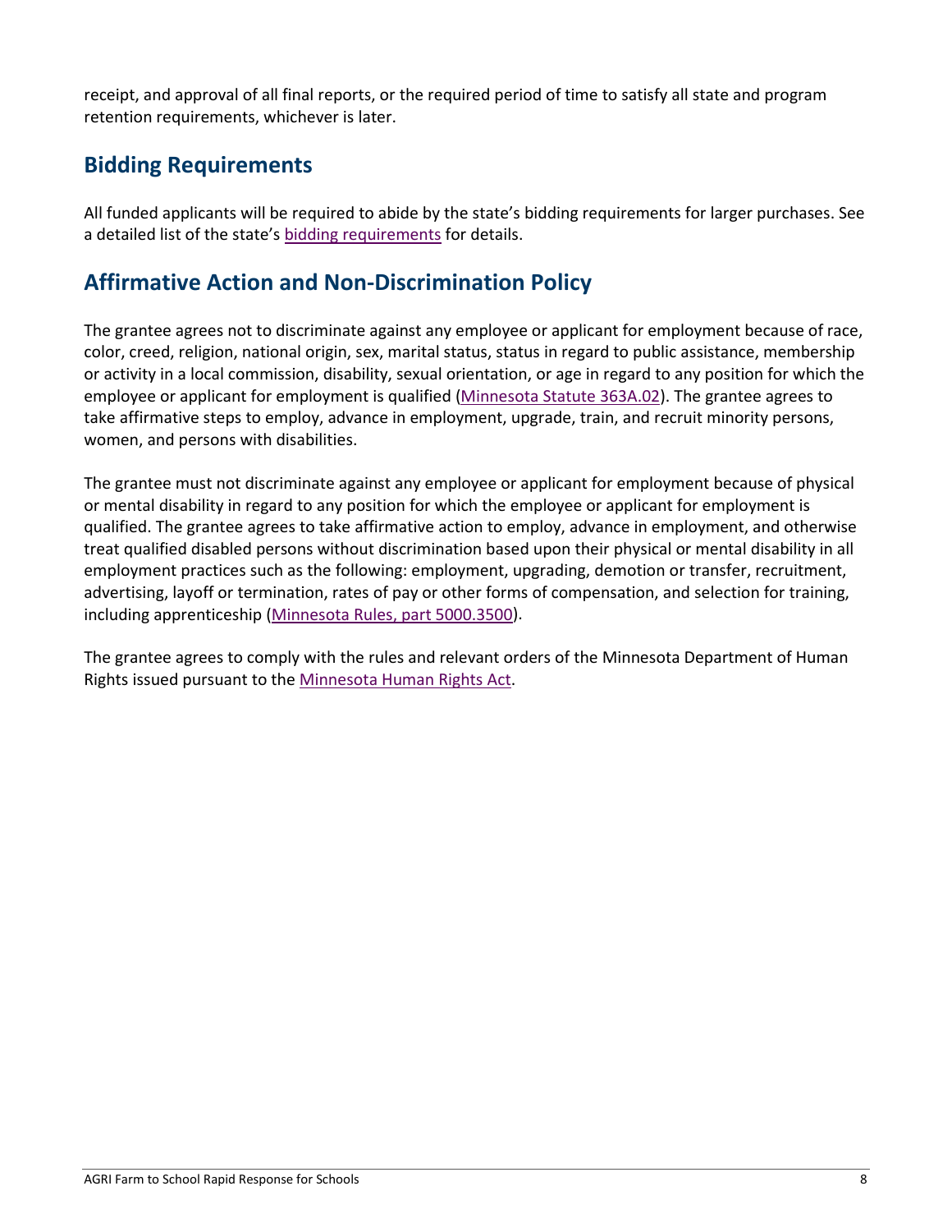receipt, and approval of all final reports, or the required period of time to satisfy all state and program retention requirements, whichever is later.

## Bidding Requirements

All funded applicants will be required to abide by the state's bidding requirements for larger purchases. See a detailed list of the state's bidding requirements for details.

## Affirmative Action and Non-Discrimination Policy

The grantee agrees not to discriminate against any employee or applicant for employment because of race, color, creed, religion, national origin, sex, marital status, status in regard to public assistance, membership or activity in a local commission, disability, sexual orientation, or age in regard to any position for which the employee or applicant for employment is qualified (Minnesota Statute 363A.02). The grantee agrees to take affirmative steps to employ, advance in employment, upgrade, train, and recruit minority persons, women, and persons with disabilities.

The grantee must not discriminate against any employee or applicant for employment because of physical or mental disability in regard to any position for which the employee or applicant for employment is qualified. The grantee agrees to take affirmative action to employ, advance in employment, and otherwise treat qualified disabled persons without discrimination based upon their physical or mental disability in all employment practices such as the following: employment, upgrading, demotion or transfer, recruitment, advertising, layoff or termination, rates of pay or other forms of compensation, and selection for training, including apprenticeship (Minnesota Rules, part 5000.3500).

The grantee agrees to comply with the rules and relevant orders of the Minnesota Department of Human Rights issued pursuant to the Minnesota Human Rights Act.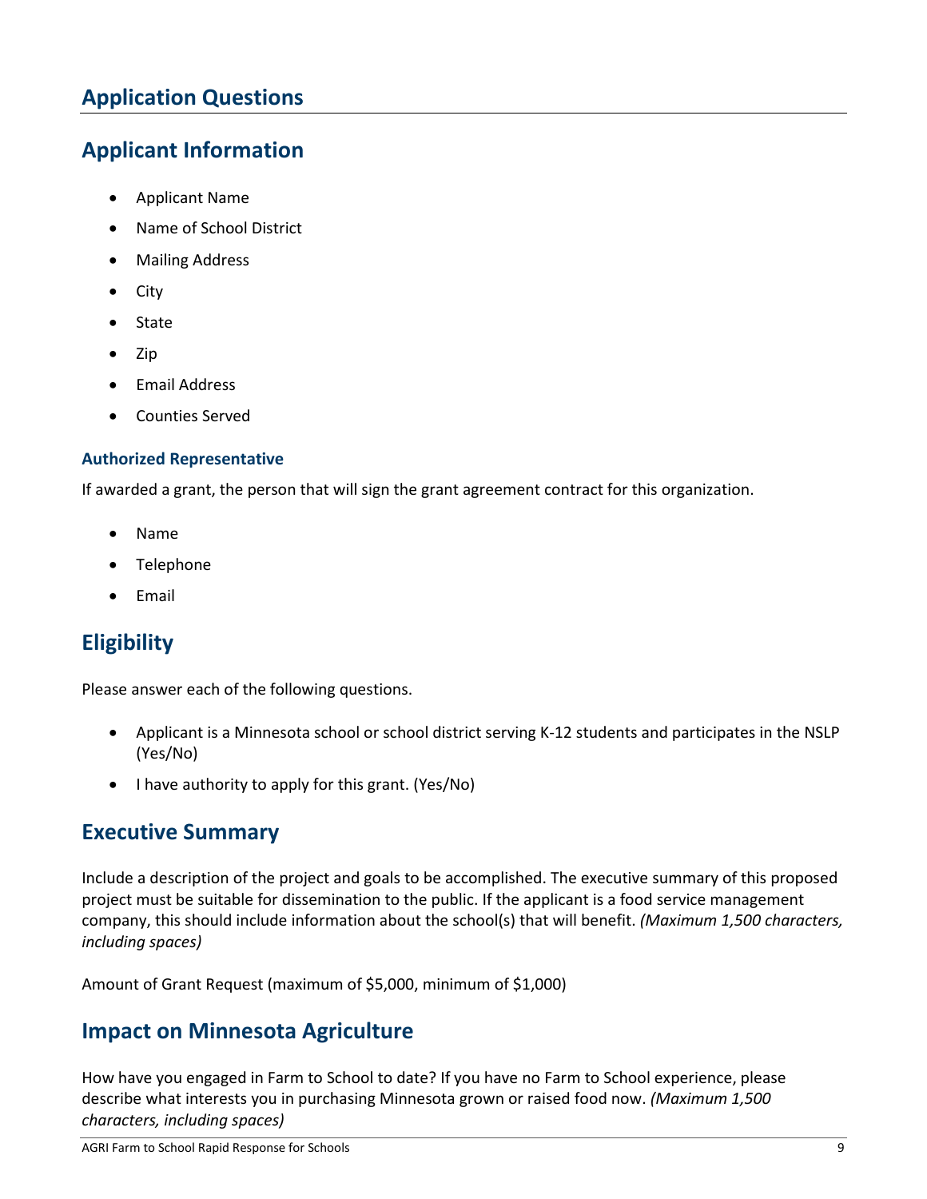# Application Questions

## Applicant Information

- Applicant Name
- Name of School District
- Mailing Address
- City
- State
- Zip
- Email Address
- Counties Served

### Authorized Representative

If awarded a grant, the person that will sign the grant agreement contract for this organization.

- Name
- Telephone
- Email

## Eligibility

Please answer each of the following questions.

- Applicant is a Minnesota school or school district serving K-12 students and participates in the NSLP (Yes/No)
- I have authority to apply for this grant. (Yes/No)

## Executive Summary

Include a description of the project and goals to be accomplished. The executive summary of this proposed project must be suitable for dissemination to the public. If the applicant is a food service management company, this should include information about the school(s) that will benefit. *(Maximum 1,500 characters, including spaces)*

Amount of Grant Request (maximum of $5,000, minimum of $1,000)

## Impact on Minnesota Agriculture

How have you engaged in Farm to School to date? If you have no Farm to School experience, please describe what interests you in purchasing Minnesota grown or raised food now. *(Maximum 1,500 characters, including spaces)*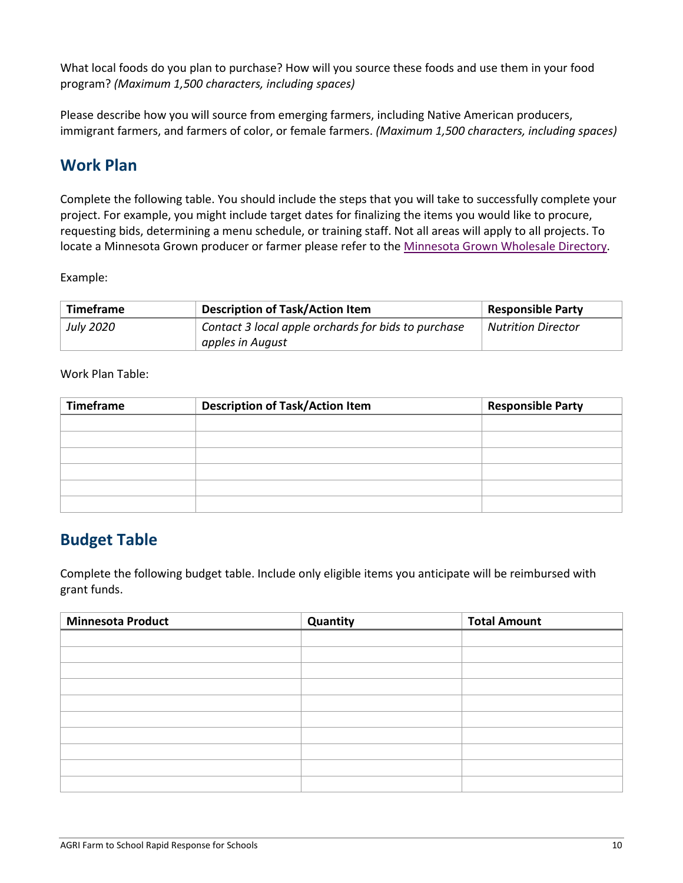What local foods do you plan to purchase? How will you source these foods and use them in your food program? *(Maximum 1,500 characters, including spaces)*

Please describe how you will source from emerging farmers, including Native American producers, immigrant farmers, and farmers of color, or female farmers. *(Maximum 1,500 characters, including spaces)*

## Work Plan

Complete the following table. You should include the steps that you will take to successfully complete your project. For example, you might include target dates for finalizing the items you would like to procure, requesting bids, determining a menu schedule, or training staff. Not all areas will apply to all projects. To locate a Minnesota Grown producer or farmer please refer to the [Minnesota Grown Wholesale Directory](Minnesota Grown Wholesale Directory).

Example:

| Timeframe | Description of Task/Action Item | Responsible Party |
|---|---|---|
| *July 2020* | *Contact 3 local apple orchards for bids to purchase apples in August* | *Nutrition Director* |

Work Plan Table:

| Timeframe | Description of Task/Action Item | Responsible Party |
|---|---|---|
| | | |
| | | |
| | | |
| | | |
| | | |
| | | |

## Budget Table

Complete the following budget table. Include only eligible items you anticipate will be reimbursed with grant funds.

| Minnesota Product | Quantity | Total Amount |
|---|---|---|
| | | |
| | | |
| | | |
| | | |
| | | |
| | | |
| | | |
| | | |
| | | |
| | | |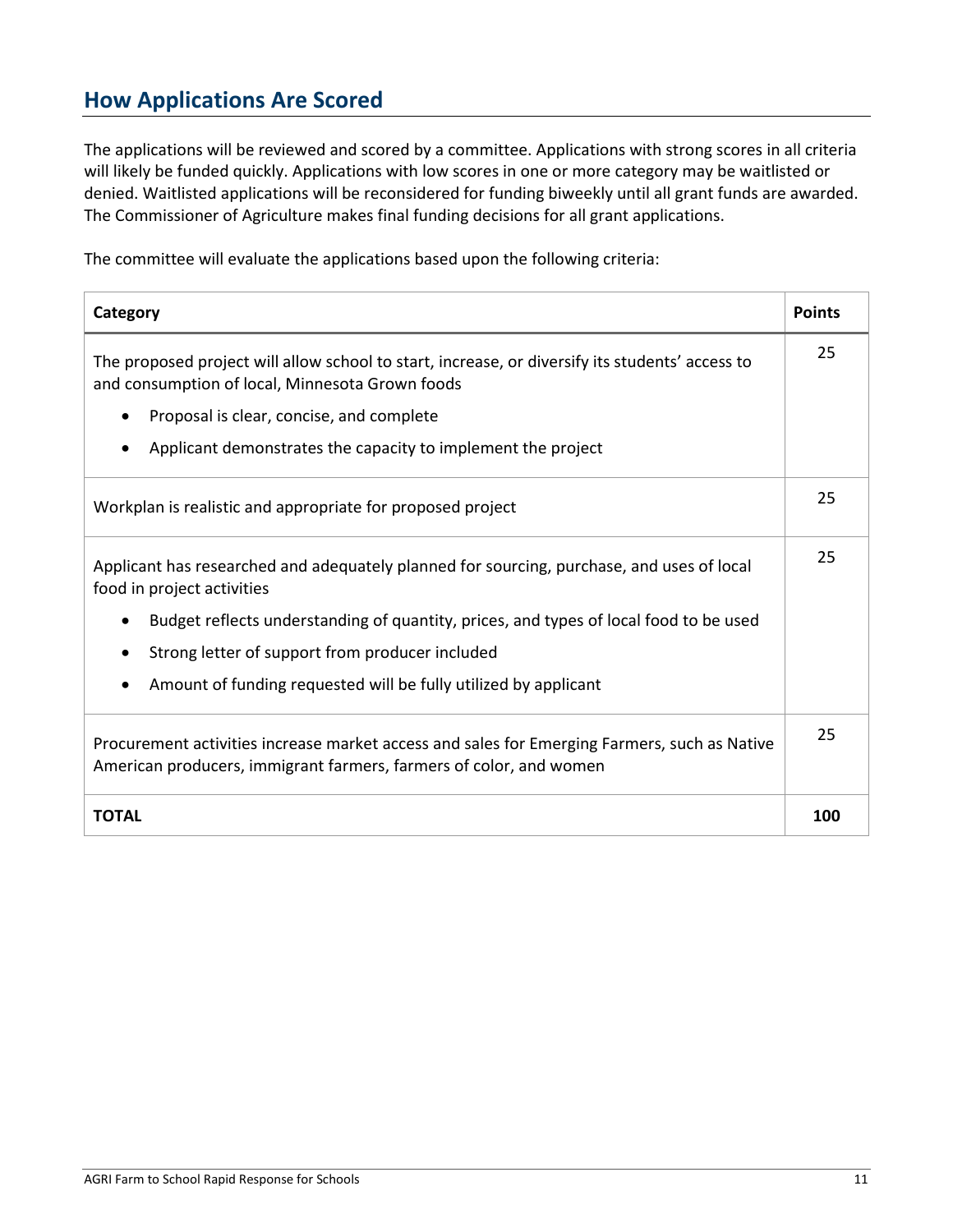## How Applications Are Scored

The applications will be reviewed and scored by a committee. Applications with strong scores in all criteria will likely be funded quickly. Applications with low scores in one or more category may be waitlisted or denied. Waitlisted applications will be reconsidered for funding biweekly until all grant funds are awarded. The Commissioner of Agriculture makes final funding decisions for all grant applications.

The committee will evaluate the applications based upon the following criteria:

| Category | Points |
|---|---|
| The proposed project will allow school to start, increase, or diversify its students' access to and consumption of local, Minnesota Grown foods<br>• Proposal is clear, concise, and complete<br>• Applicant demonstrates the capacity to implement the project | 25 |
| Workplan is realistic and appropriate for proposed project | 25 |
| Applicant has researched and adequately planned for sourcing, purchase, and uses of local food in project activities<br>• Budget reflects understanding of quantity, prices, and types of local food to be used<br>• Strong letter of support from producer included<br>• Amount of funding requested will be fully utilized by applicant | 25 |
| Procurement activities increase market access and sales for Emerging Farmers, such as Native American producers, immigrant farmers, farmers of color, and women | 25 |
| **TOTAL** | **100** |